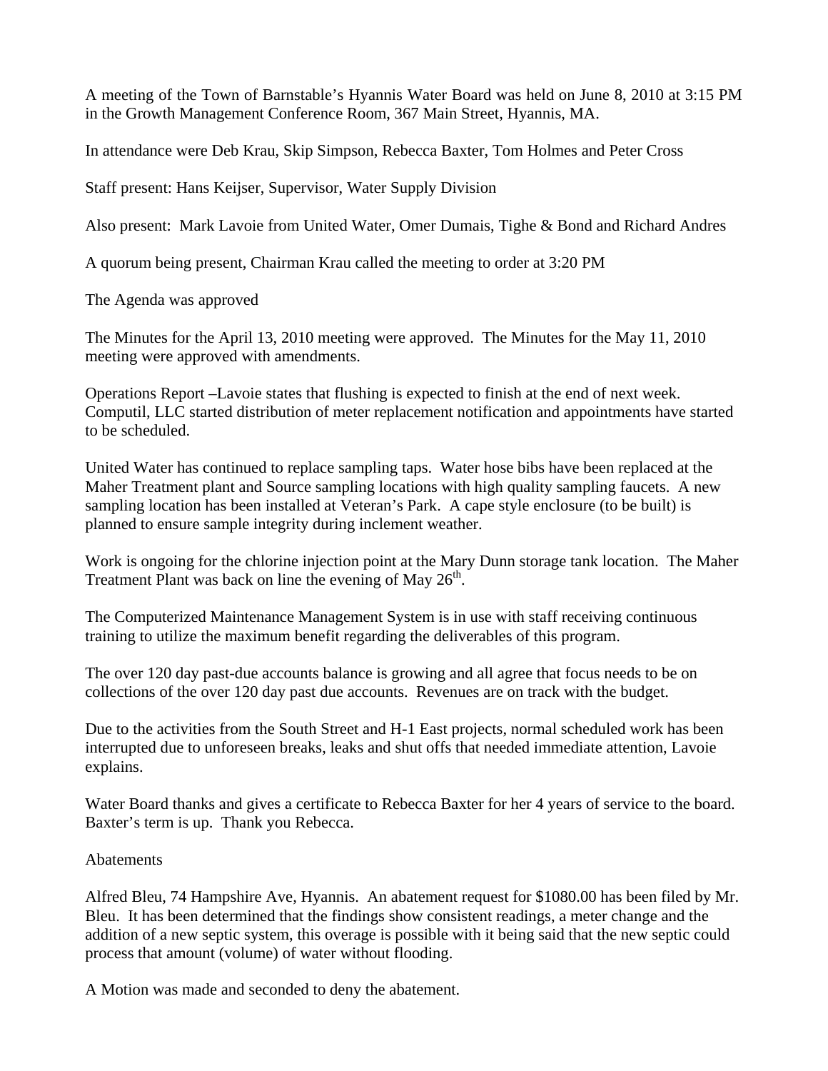A meeting of the Town of Barnstable's Hyannis Water Board was held on June 8, 2010 at 3:15 PM in the Growth Management Conference Room, 367 Main Street, Hyannis, MA.

In attendance were Deb Krau, Skip Simpson, Rebecca Baxter, Tom Holmes and Peter Cross

Staff present: Hans Keijser, Supervisor, Water Supply Division

Also present: Mark Lavoie from United Water, Omer Dumais, Tighe & Bond and Richard Andres

A quorum being present, Chairman Krau called the meeting to order at 3:20 PM

The Agenda was approved

The Minutes for the April 13, 2010 meeting were approved. The Minutes for the May 11, 2010 meeting were approved with amendments.

Operations Report –Lavoie states that flushing is expected to finish at the end of next week. Computil, LLC started distribution of meter replacement notification and appointments have started to be scheduled.

United Water has continued to replace sampling taps. Water hose bibs have been replaced at the Maher Treatment plant and Source sampling locations with high quality sampling faucets. A new sampling location has been installed at Veteran's Park. A cape style enclosure (to be built) is planned to ensure sample integrity during inclement weather.

Work is ongoing for the chlorine injection point at the Mary Dunn storage tank location. The Maher Treatment Plant was back on line the evening of May 26th.

The Computerized Maintenance Management System is in use with staff receiving continuous training to utilize the maximum benefit regarding the deliverables of this program.

The over 120 day past-due accounts balance is growing and all agree that focus needs to be on collections of the over 120 day past due accounts. Revenues are on track with the budget.

Due to the activities from the South Street and H-1 East projects, normal scheduled work has been interrupted due to unforeseen breaks, leaks and shut offs that needed immediate attention, Lavoie explains.

Water Board thanks and gives a certificate to Rebecca Baxter for her 4 years of service to the board. Baxter's term is up. Thank you Rebecca.

Abatements

Alfred Bleu, 74 Hampshire Ave, Hyannis. An abatement request for $1080.00 has been filed by Mr. Bleu. It has been determined that the findings show consistent readings, a meter change and the addition of a new septic system, this overage is possible with it being said that the new septic could process that amount (volume) of water without flooding.

A Motion was made and seconded to deny the abatement.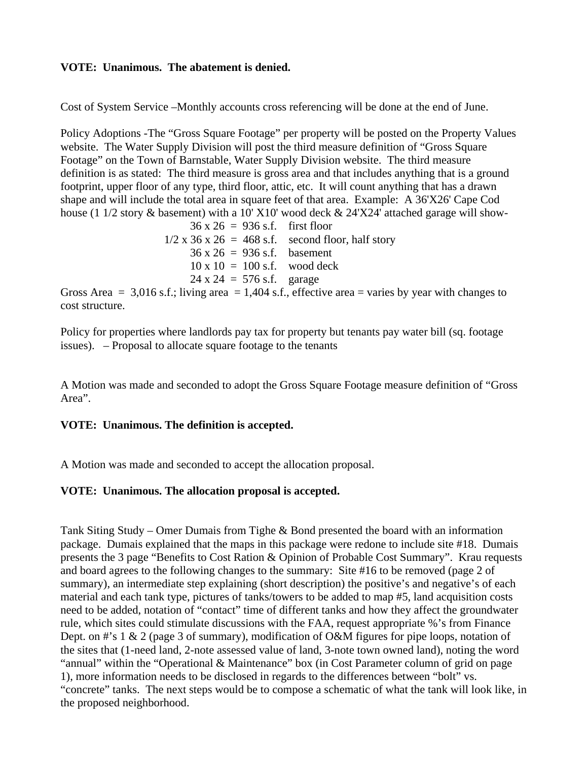**VOTE: Unanimous. The abatement is denied.**

Cost of System Service –Monthly accounts cross referencing will be done at the end of June.

Policy Adoptions -The "Gross Square Footage" per property will be posted on the Property Values website. The Water Supply Division will post the third measure definition of "Gross Square Footage" on the Town of Barnstable, Water Supply Division website. The third measure definition is as stated: The third measure is gross area and that includes anything that is a ground footprint, upper floor of any type, third floor, attic, etc. It will count anything that has a drawn shape and will include the total area in square feet of that area. Example: A 36'X26' Cape Cod house (1 1/2 story & basement) with a 10' X10' wood deck & 24'X24' attached garage will show-

| | | |
|---|---|---|
| 36 x 26 = | 936 s.f. | first floor |
| 1/2 x 36 x 26 = | 468 s.f. | second floor, half story |
| 36 x 26 = | 936 s.f. | basement |
| 10 x 10 = | 100 s.f. | wood deck |
| 24 x 24 = | 576 s.f. | garage |

Gross Area = 3,016 s.f.; living area = 1,404 s.f., effective area = varies by year with changes to cost structure.

Policy for properties where landlords pay tax for property but tenants pay water bill (sq. footage issues). – Proposal to allocate square footage to the tenants

A Motion was made and seconded to adopt the Gross Square Footage measure definition of "Gross Area".

**VOTE: Unanimous. The definition is accepted.**

A Motion was made and seconded to accept the allocation proposal.

**VOTE: Unanimous. The allocation proposal is accepted.**

Tank Siting Study – Omer Dumais from Tighe & Bond presented the board with an information package. Dumais explained that the maps in this package were redone to include site #18. Dumais presents the 3 page "Benefits to Cost Ration & Opinion of Probable Cost Summary". Krau requests and board agrees to the following changes to the summary: Site #16 to be removed (page 2 of summary), an intermediate step explaining (short description) the positive's and negative's of each material and each tank type, pictures of tanks/towers to be added to map #5, land acquisition costs need to be added, notation of "contact" time of different tanks and how they affect the groundwater rule, which sites could stimulate discussions with the FAA, request appropriate %'s from Finance Dept. on #'s 1 & 2 (page 3 of summary), modification of O&M figures for pipe loops, notation of the sites that (1-need land, 2-note assessed value of land, 3-note town owned land), noting the word "annual" within the "Operational & Maintenance" box (in Cost Parameter column of grid on page 1), more information needs to be disclosed in regards to the differences between "bolt" vs. "concrete" tanks. The next steps would be to compose a schematic of what the tank will look like, in the proposed neighborhood.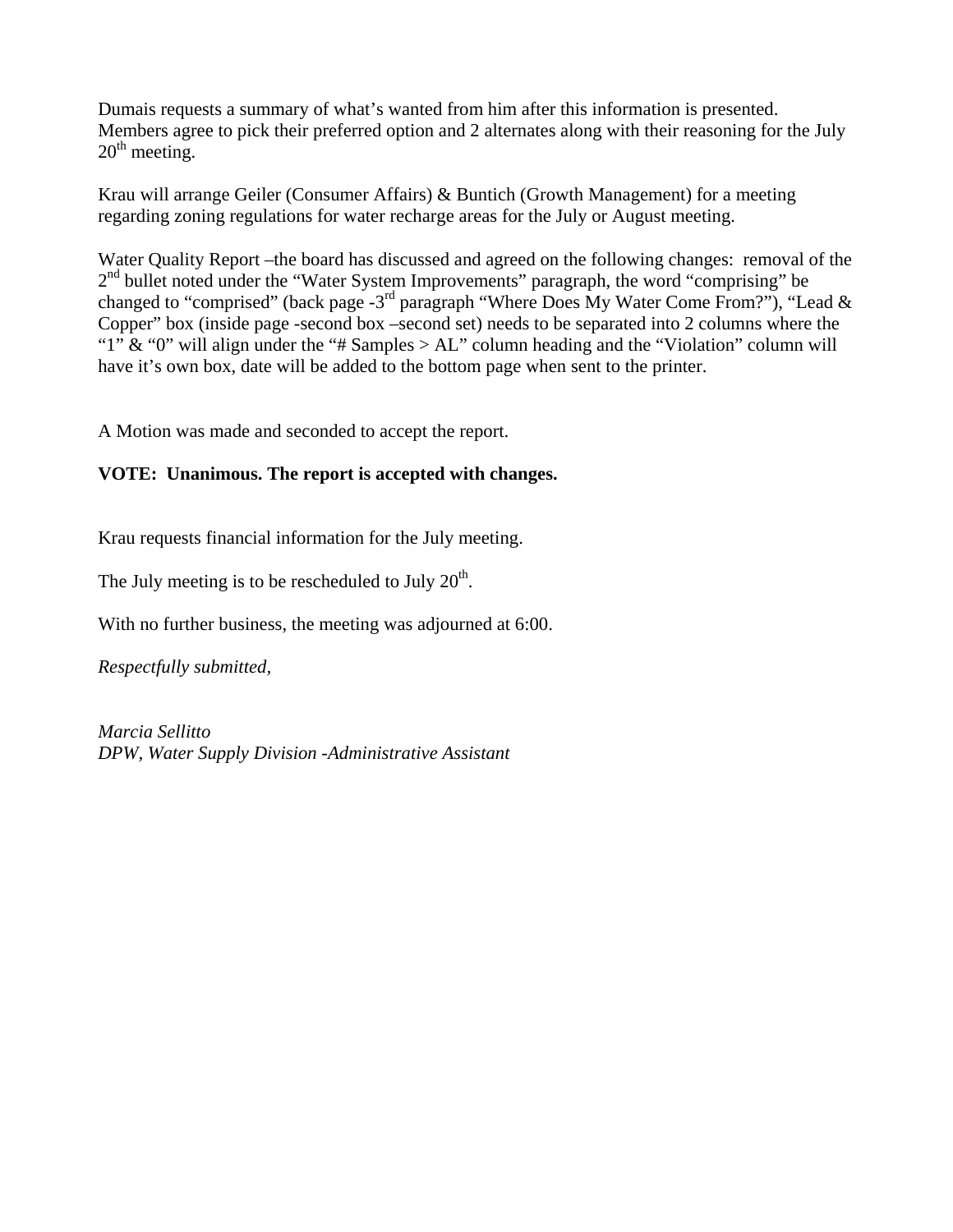Dumais requests a summary of what's wanted from him after this information is presented. Members agree to pick their preferred option and 2 alternates along with their reasoning for the July 20th meeting.

Krau will arrange Geiler (Consumer Affairs) & Buntich (Growth Management) for a meeting regarding zoning regulations for water recharge areas for the July or August meeting.

Water Quality Report –the board has discussed and agreed on the following changes: removal of the 2nd bullet noted under the "Water System Improvements" paragraph, the word "comprising" be changed to "comprised" (back page -3rd paragraph "Where Does My Water Come From?"), "Lead & Copper" box (inside page -second box –second set) needs to be separated into 2 columns where the "1" & "0" will align under the "# Samples > AL" column heading and the "Violation" column will have it's own box, date will be added to the bottom page when sent to the printer.

A Motion was made and seconded to accept the report.

**VOTE: Unanimous. The report is accepted with changes.**

Krau requests financial information for the July meeting.

The July meeting is to be rescheduled to July 20th.

With no further business, the meeting was adjourned at 6:00.

*Respectfully submitted,*

*Marcia Sellitto*
*DPW, Water Supply Division -Administrative Assistant*